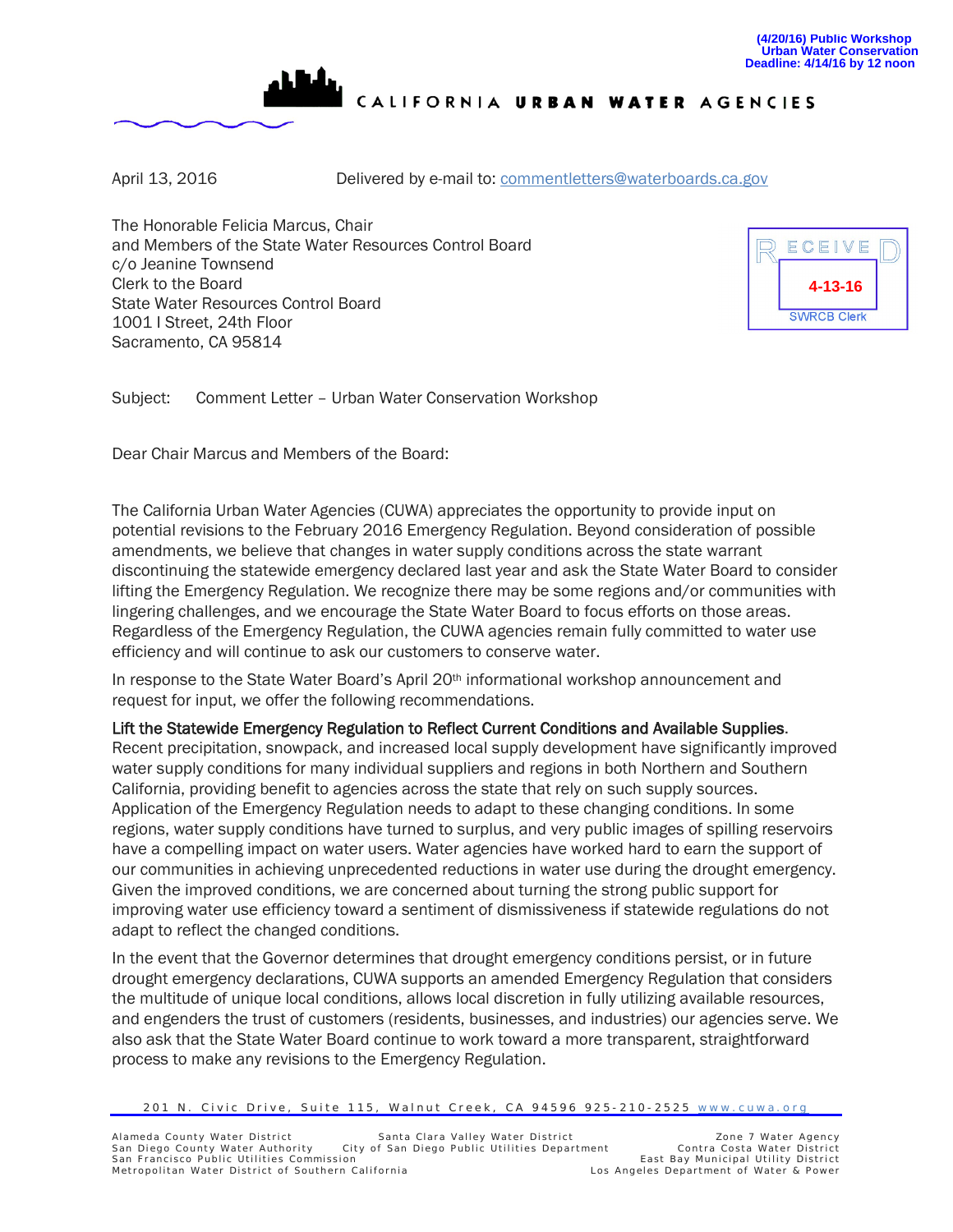(4/20/16) Public Workshop
Urban Water Conservation
Deadline: 4/14/16 by 12 noon

CALIFORNIA **URBAN WATER** AGENCIES

April 13, 2016 Delivered by e-mail to: commentletters@waterboards.ca.gov

The Honorable Felicia Marcus, Chair
and Members of the State Water Resources Control Board
c/o Jeanine Townsend
Clerk to the Board
State Water Resources Control Board
1001 I Street, 24th Floor
Sacramento, CA 95814

RECEIVED
4-13-16
SWRCB Clerk

Subject: Comment Letter – Urban Water Conservation Workshop

Dear Chair Marcus and Members of the Board:

The California Urban Water Agencies (CUWA) appreciates the opportunity to provide input on potential revisions to the February 2016 Emergency Regulation. Beyond consideration of possible amendments, we believe that changes in water supply conditions across the state warrant discontinuing the statewide emergency declared last year and ask the State Water Board to consider lifting the Emergency Regulation. We recognize there may be some regions and/or communities with lingering challenges, and we encourage the State Water Board to focus efforts on those areas. Regardless of the Emergency Regulation, the CUWA agencies remain fully committed to water use efficiency and will continue to ask our customers to conserve water.

In response to the State Water Board's April 20th informational workshop announcement and request for input, we offer the following recommendations.

**Lift the Statewide Emergency Regulation to Reflect Current Conditions and Available Supplies.** Recent precipitation, snowpack, and increased local supply development have significantly improved water supply conditions for many individual suppliers and regions in both Northern and Southern California, providing benefit to agencies across the state that rely on such supply sources. Application of the Emergency Regulation needs to adapt to these changing conditions. In some regions, water supply conditions have turned to surplus, and very public images of spilling reservoirs have a compelling impact on water users. Water agencies have worked hard to earn the support of our communities in achieving unprecedented reductions in water use during the drought emergency. Given the improved conditions, we are concerned about turning the strong public support for improving water use efficiency toward a sentiment of dismissiveness if statewide regulations do not adapt to reflect the changed conditions.

In the event that the Governor determines that drought emergency conditions persist, or in future drought emergency declarations, CUWA supports an amended Emergency Regulation that considers the multitude of unique local conditions, allows local discretion in fully utilizing available resources, and engenders the trust of customers (residents, businesses, and industries) our agencies serve. We also ask that the State Water Board continue to work toward a more transparent, straightforward process to make any revisions to the Emergency Regulation.

201 N. Civic Drive, Suite 115, Walnut Creek, CA 94596 925-210-2525 www.cuwa.org

Alameda County Water District · Santa Clara Valley Water District · Zone 7 Water Agency · San Diego County Water Authority · City of San Diego Public Utilities Department · Contra Costa Water District · San Francisco Public Utilities Commission · East Bay Municipal Utility District · Metropolitan Water District of Southern California · Los Angeles Department of Water & Power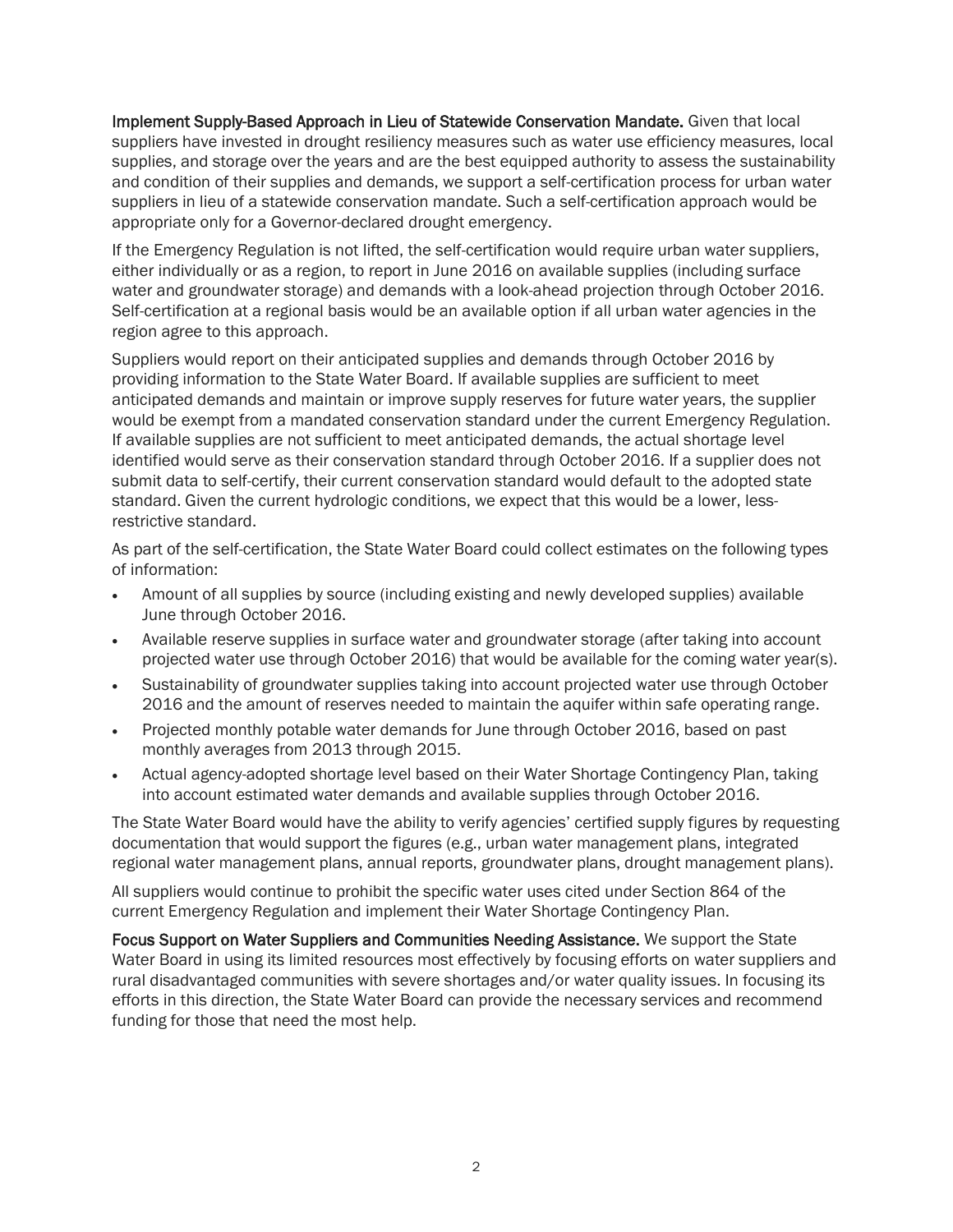**Implement Supply-Based Approach in Lieu of Statewide Conservation Mandate.** Given that local suppliers have invested in drought resiliency measures such as water use efficiency measures, local supplies, and storage over the years and are the best equipped authority to assess the sustainability and condition of their supplies and demands, we support a self-certification process for urban water suppliers in lieu of a statewide conservation mandate. Such a self-certification approach would be appropriate only for a Governor-declared drought emergency.

If the Emergency Regulation is not lifted, the self-certification would require urban water suppliers, either individually or as a region, to report in June 2016 on available supplies (including surface water and groundwater storage) and demands with a look-ahead projection through October 2016. Self-certification at a regional basis would be an available option if all urban water agencies in the region agree to this approach.

Suppliers would report on their anticipated supplies and demands through October 2016 by providing information to the State Water Board. If available supplies are sufficient to meet anticipated demands and maintain or improve supply reserves for future water years, the supplier would be exempt from a mandated conservation standard under the current Emergency Regulation. If available supplies are not sufficient to meet anticipated demands, the actual shortage level identified would serve as their conservation standard through October 2016. If a supplier does not submit data to self-certify, their current conservation standard would default to the adopted state standard. Given the current hydrologic conditions, we expect that this would be a lower, less-restrictive standard.

As part of the self-certification, the State Water Board could collect estimates on the following types of information:

- Amount of all supplies by source (including existing and newly developed supplies) available June through October 2016.
- Available reserve supplies in surface water and groundwater storage (after taking into account projected water use through October 2016) that would be available for the coming water year(s).
- Sustainability of groundwater supplies taking into account projected water use through October 2016 and the amount of reserves needed to maintain the aquifer within safe operating range.
- Projected monthly potable water demands for June through October 2016, based on past monthly averages from 2013 through 2015.
- Actual agency-adopted shortage level based on their Water Shortage Contingency Plan, taking into account estimated water demands and available supplies through October 2016.

The State Water Board would have the ability to verify agencies' certified supply figures by requesting documentation that would support the figures (e.g., urban water management plans, integrated regional water management plans, annual reports, groundwater plans, drought management plans).

All suppliers would continue to prohibit the specific water uses cited under Section 864 of the current Emergency Regulation and implement their Water Shortage Contingency Plan.

**Focus Support on Water Suppliers and Communities Needing Assistance.** We support the State Water Board in using its limited resources most effectively by focusing efforts on water suppliers and rural disadvantaged communities with severe shortages and/or water quality issues. In focusing its efforts in this direction, the State Water Board can provide the necessary services and recommend funding for those that need the most help.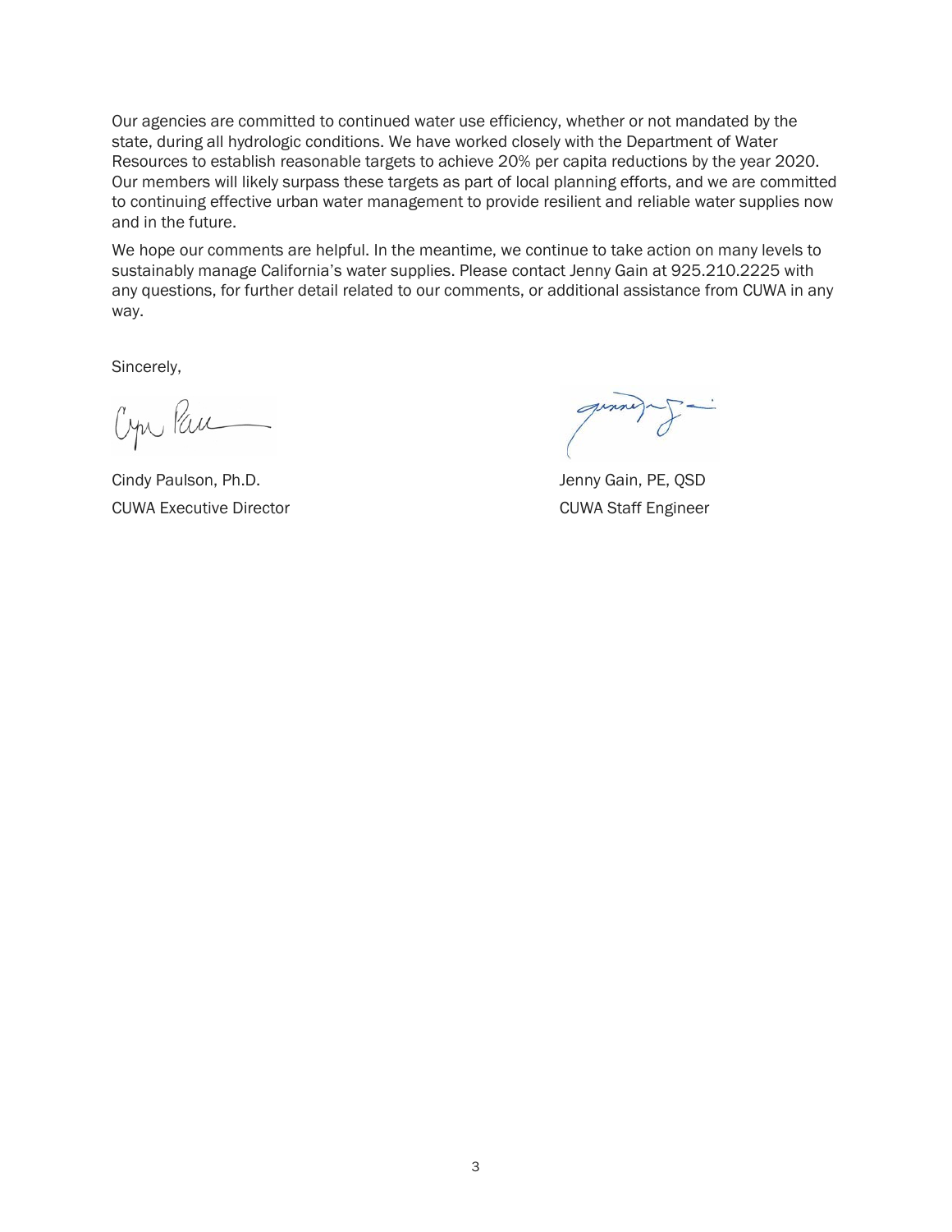Our agencies are committed to continued water use efficiency, whether or not mandated by the state, during all hydrologic conditions. We have worked closely with the Department of Water Resources to establish reasonable targets to achieve 20% per capita reductions by the year 2020. Our members will likely surpass these targets as part of local planning efforts, and we are committed to continuing effective urban water management to provide resilient and reliable water supplies now and in the future.

We hope our comments are helpful. In the meantime, we continue to take action on many levels to sustainably manage California's water supplies. Please contact Jenny Gain at 925.210.2225 with any questions, for further detail related to our comments, or additional assistance from CUWA in any way.

Sincerely,

Cindy Paulson, Ph.D.
CUWA Executive Director

Jenny Gain, PE, QSD
CUWA Staff Engineer